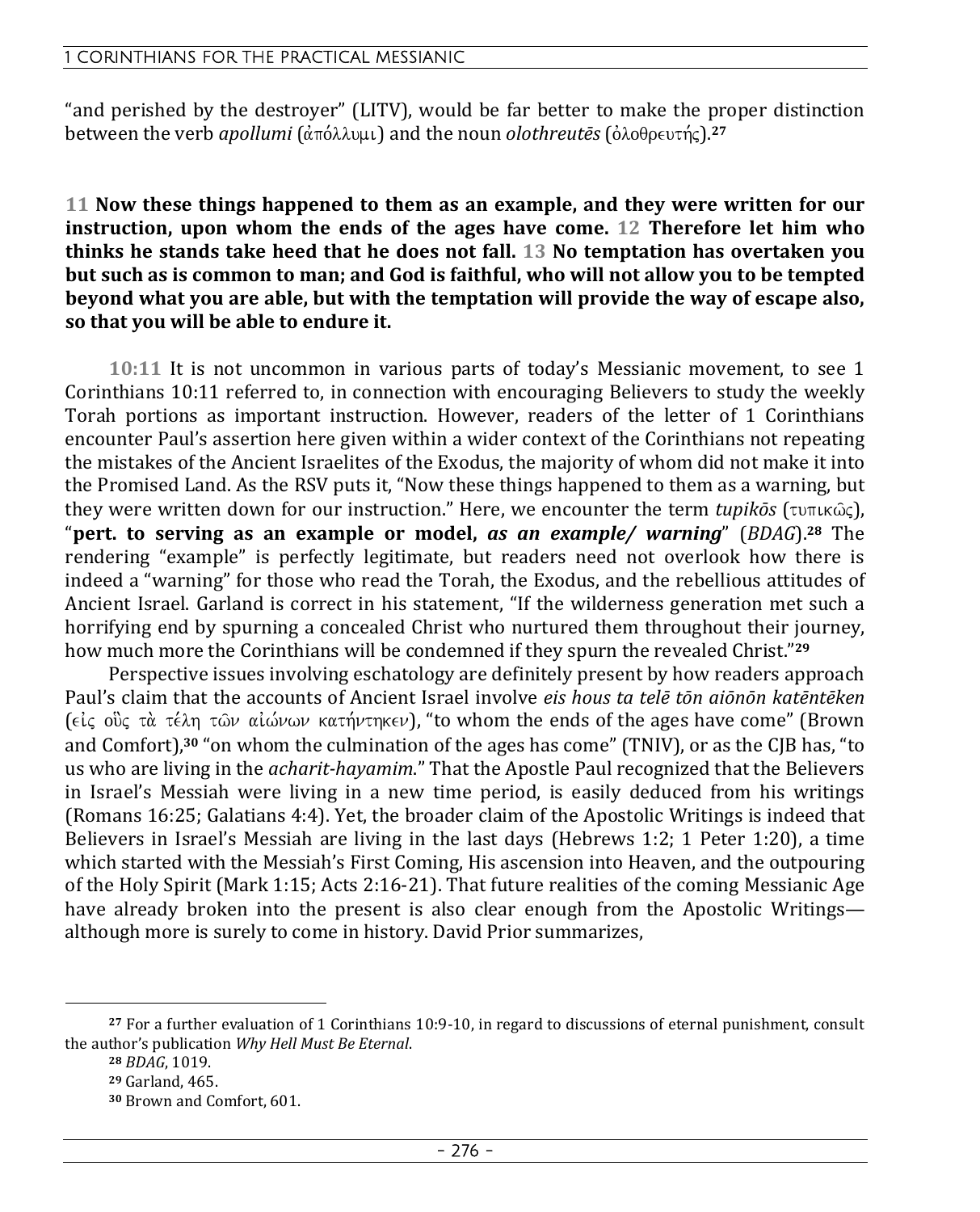"and perished by the destroyer" (LITV), would be far better to make the proper distinction between the verb *apollumi* (ἀπόλλυμι) and the noun *olothreutēs* (ὀλοθρευτής).[27]

**11 Now these things happened to them as an example, and they were written for our instruction, upon whom the ends of the ages have come. 12 Therefore let him who thinks he stands take heed that he does not fall. 13 No temptation has overtaken you but such as is common to man; and God is faithful, who will not allow you to be tempted beyond what you are able, but with the temptation will provide the way of escape also, so that you will be able to endure it.**

**10:11** It is not uncommon in various parts of today's Messianic movement, to see 1 Corinthians 10:11 referred to, in connection with encouraging Believers to study the weekly Torah portions as important instruction. However, readers of the letter of 1 Corinthians encounter Paul's assertion here given within a wider context of the Corinthians not repeating the mistakes of the Ancient Israelites of the Exodus, the majority of whom did not make it into the Promised Land. As the RSV puts it, "Now these things happened to them as a warning, but they were written down for our instruction." Here, we encounter the term *tupikōs* (τυπικῶς), "**pert. to serving as an example or model,** ***as an example/ warning***" (*BDAG*).[28] The rendering "example" is perfectly legitimate, but readers need not overlook how there is indeed a "warning" for those who read the Torah, the Exodus, and the rebellious attitudes of Ancient Israel. Garland is correct in his statement, "If the wilderness generation met such a horrifying end by spurning a concealed Christ who nurtured them throughout their journey, how much more the Corinthians will be condemned if they spurn the revealed Christ."[29]

Perspective issues involving eschatology are definitely present by how readers approach Paul's claim that the accounts of Ancient Israel involve *eis hous ta telē tōn aiōnōn katēntēken* (εἰς οὓς τὰ τέλη τῶν αἰώνων κατήντηκεν), "to whom the ends of the ages have come" (Brown and Comfort),[30] "on whom the culmination of the ages has come" (TNIV), or as the CJB has, "to us who are living in the *acharit-hayamim*." That the Apostle Paul recognized that the Believers in Israel's Messiah were living in a new time period, is easily deduced from his writings (Romans 16:25; Galatians 4:4). Yet, the broader claim of the Apostolic Writings is indeed that Believers in Israel's Messiah are living in the last days (Hebrews 1:2; 1 Peter 1:20), a time which started with the Messiah's First Coming, His ascension into Heaven, and the outpouring of the Holy Spirit (Mark 1:15; Acts 2:16-21). That future realities of the coming Messianic Age have already broken into the present is also clear enough from the Apostolic Writings—although more is surely to come in history. David Prior summarizes,

---

[27] For a further evaluation of 1 Corinthians 10:9-10, in regard to discussions of eternal punishment, consult the author's publication *Why Hell Must Be Eternal*.

[28] *BDAG*, 1019.

[29] Garland, 465.

[30] Brown and Comfort, 601.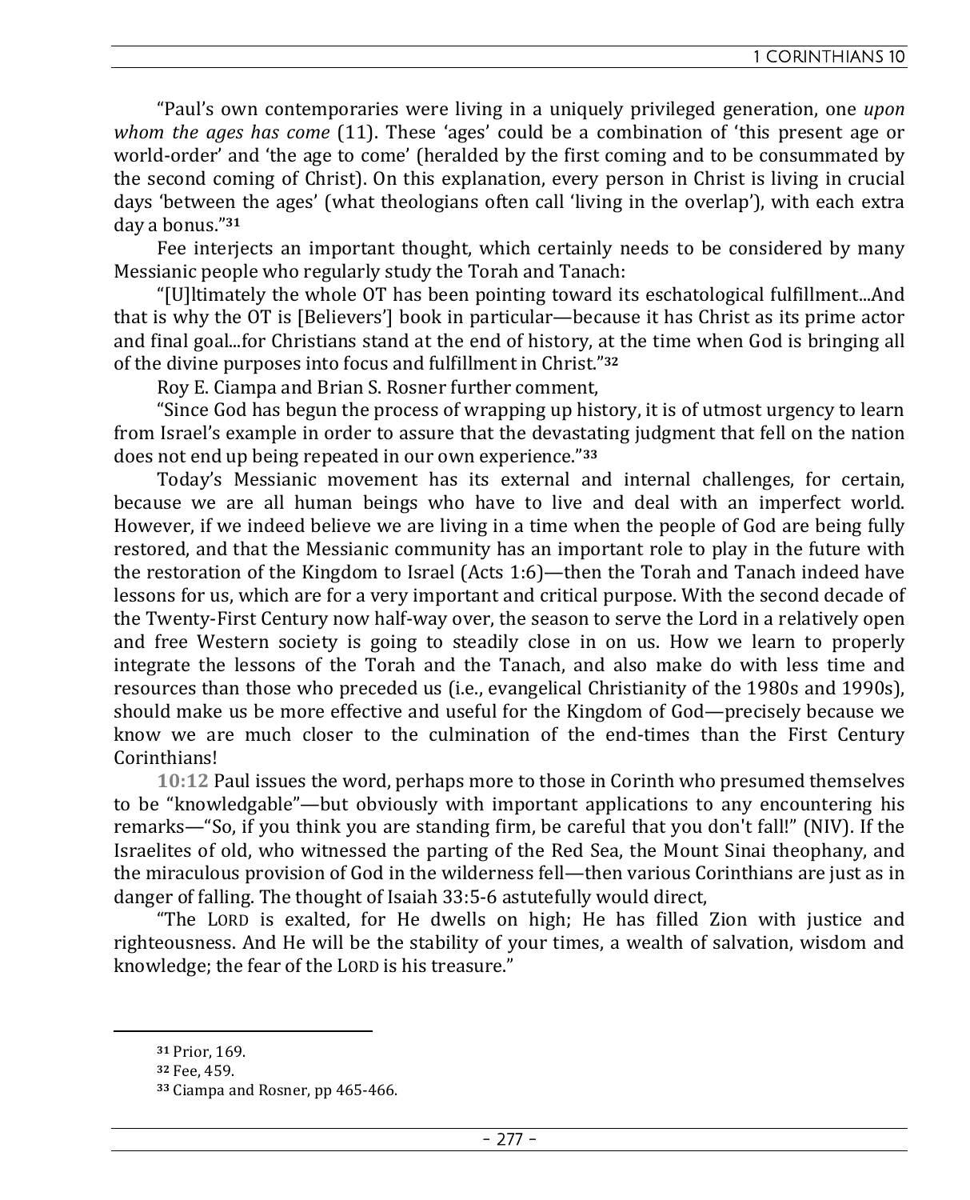"Paul's own contemporaries were living in a uniquely privileged generation, one *upon whom the ages has come* (11). These 'ages' could be a combination of 'this present age or world-order' and 'the age to come' (heralded by the first coming and to be consummated by the second coming of Christ). On this explanation, every person in Christ is living in crucial days 'between the ages' (what theologians often call 'living in the overlap'), with each extra day a bonus."[31]

Fee interjects an important thought, which certainly needs to be considered by many Messianic people who regularly study the Torah and Tanach:

"[U]ltimately the whole OT has been pointing toward its eschatological fulfillment...And that is why the OT is [Believers'] book in particular—because it has Christ as its prime actor and final goal...for Christians stand at the end of history, at the time when God is bringing all of the divine purposes into focus and fulfillment in Christ."[32]

Roy E. Ciampa and Brian S. Rosner further comment,

"Since God has begun the process of wrapping up history, it is of utmost urgency to learn from Israel's example in order to assure that the devastating judgment that fell on the nation does not end up being repeated in our own experience."[33]

Today's Messianic movement has its external and internal challenges, for certain, because we are all human beings who have to live and deal with an imperfect world. However, if we indeed believe we are living in a time when the people of God are being fully restored, and that the Messianic community has an important role to play in the future with the restoration of the Kingdom to Israel (Acts 1:6)—then the Torah and Tanach indeed have lessons for us, which are for a very important and critical purpose. With the second decade of the Twenty-First Century now half-way over, the season to serve the Lord in a relatively open and free Western society is going to steadily close in on us. How we learn to properly integrate the lessons of the Torah and the Tanach, and also make do with less time and resources than those who preceded us (i.e., evangelical Christianity of the 1980s and 1990s), should make us be more effective and useful for the Kingdom of God—precisely because we know we are much closer to the culmination of the end-times than the First Century Corinthians!

**10:12** Paul issues the word, perhaps more to those in Corinth who presumed themselves to be "knowledgable"—but obviously with important applications to any encountering his remarks—"So, if you think you are standing firm, be careful that you don't fall!" (NIV). If the Israelites of old, who witnessed the parting of the Red Sea, the Mount Sinai theophany, and the miraculous provision of God in the wilderness fell—then various Corinthians are just as in danger of falling. The thought of Isaiah 33:5-6 astutefully would direct,

"The LORD is exalted, for He dwells on high; He has filled Zion with justice and righteousness. And He will be the stability of your times, a wealth of salvation, wisdom and knowledge; the fear of the LORD is his treasure."

---

[31] Prior, 169.

[32] Fee, 459.

[33] Ciampa and Rosner, pp 465-466.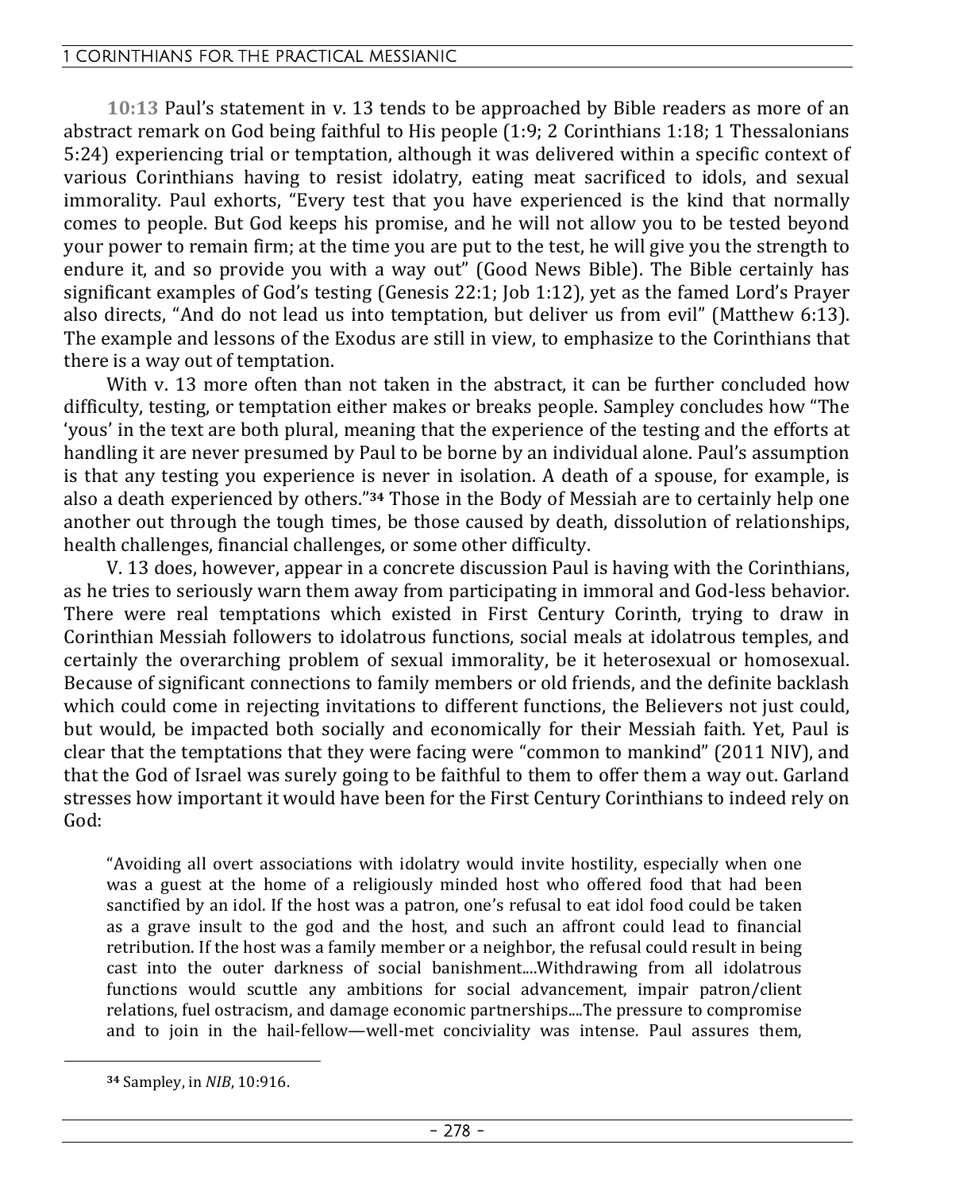**10:13** Paul's statement in v. 13 tends to be approached by Bible readers as more of an abstract remark on God being faithful to His people (1:9; 2 Corinthians 1:18; 1 Thessalonians 5:24) experiencing trial or temptation, although it was delivered within a specific context of various Corinthians having to resist idolatry, eating meat sacrificed to idols, and sexual immorality. Paul exhorts, "Every test that you have experienced is the kind that normally comes to people. But God keeps his promise, and he will not allow you to be tested beyond your power to remain firm; at the time you are put to the test, he will give you the strength to endure it, and so provide you with a way out" (Good News Bible). The Bible certainly has significant examples of God's testing (Genesis 22:1; Job 1:12), yet as the famed Lord's Prayer also directs, "And do not lead us into temptation, but deliver us from evil" (Matthew 6:13). The example and lessons of the Exodus are still in view, to emphasize to the Corinthians that there is a way out of temptation.

With v. 13 more often than not taken in the abstract, it can be further concluded how difficulty, testing, or temptation either makes or breaks people. Sampley concludes how "The 'yous' in the text are both plural, meaning that the experience of the testing and the efforts at handling it are never presumed by Paul to be borne by an individual alone. Paul's assumption is that any testing you experience is never in isolation. A death of a spouse, for example, is also a death experienced by others."[34] Those in the Body of Messiah are to certainly help one another out through the tough times, be those caused by death, dissolution of relationships, health challenges, financial challenges, or some other difficulty.

V. 13 does, however, appear in a concrete discussion Paul is having with the Corinthians, as he tries to seriously warn them away from participating in immoral and God-less behavior. There were real temptations which existed in First Century Corinth, trying to draw in Corinthian Messiah followers to idolatrous functions, social meals at idolatrous temples, and certainly the overarching problem of sexual immorality, be it heterosexual or homosexual. Because of significant connections to family members or old friends, and the definite backlash which could come in rejecting invitations to different functions, the Believers not just could, but would, be impacted both socially and economically for their Messiah faith. Yet, Paul is clear that the temptations that they were facing were "common to mankind" (2011 NIV), and that the God of Israel was surely going to be faithful to them to offer them a way out. Garland stresses how important it would have been for the First Century Corinthians to indeed rely on God:

> "Avoiding all overt associations with idolatry would invite hostility, especially when one was a guest at the home of a religiously minded host who offered food that had been sanctified by an idol. If the host was a patron, one's refusal to eat idol food could be taken as a grave insult to the god and the host, and such an affront could lead to financial retribution. If the host was a family member or a neighbor, the refusal could result in being cast into the outer darkness of social banishment....Withdrawing from all idolatrous functions would scuttle any ambitions for social advancement, impair patron/client relations, fuel ostracism, and damage economic partnerships....The pressure to compromise and to join in the hail-fellow—well-met conciviality was intense. Paul assures them,

---

[34] Sampley, in *NIB*, 10:916.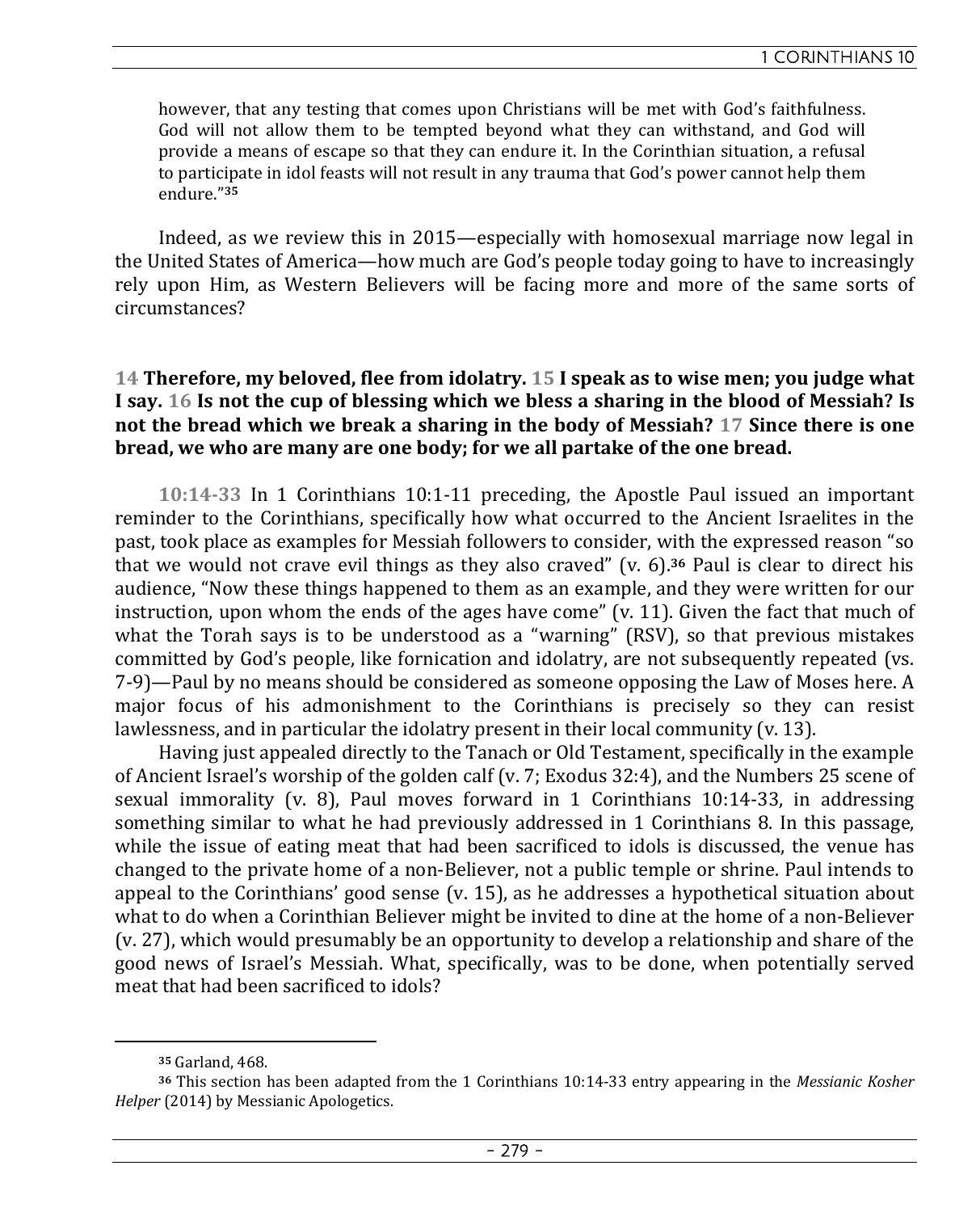> however, that any testing that comes upon Christians will be met with God's faithfulness. God will not allow them to be tempted beyond what they can withstand, and God will provide a means of escape so that they can endure it. In the Corinthian situation, a refusal to participate in idol feasts will not result in any trauma that God's power cannot help them endure."[35]

Indeed, as we review this in 2015—especially with homosexual marriage now legal in the United States of America—how much are God's people today going to have to increasingly rely upon Him, as Western Believers will be facing more and more of the same sorts of circumstances?

**14 Therefore, my beloved, flee from idolatry. 15 I speak as to wise men; you judge what I say. 16 Is not the cup of blessing which we bless a sharing in the blood of Messiah? Is not the bread which we break a sharing in the body of Messiah? 17 Since there is one bread, we who are many are one body; for we all partake of the one bread.**

**10:14-33** In 1 Corinthians 10:1-11 preceding, the Apostle Paul issued an important reminder to the Corinthians, specifically how what occurred to the Ancient Israelites in the past, took place as examples for Messiah followers to consider, with the expressed reason "so that we would not crave evil things as they also craved" (v. 6).[36] Paul is clear to direct his audience, "Now these things happened to them as an example, and they were written for our instruction, upon whom the ends of the ages have come" (v. 11). Given the fact that much of what the Torah says is to be understood as a "warning" (RSV), so that previous mistakes committed by God's people, like fornication and idolatry, are not subsequently repeated (vs. 7-9)—Paul by no means should be considered as someone opposing the Law of Moses here. A major focus of his admonishment to the Corinthians is precisely so they can resist lawlessness, and in particular the idolatry present in their local community (v. 13).

Having just appealed directly to the Tanach or Old Testament, specifically in the example of Ancient Israel's worship of the golden calf (v. 7; Exodus 32:4), and the Numbers 25 scene of sexual immorality (v. 8), Paul moves forward in 1 Corinthians 10:14-33, in addressing something similar to what he had previously addressed in 1 Corinthians 8. In this passage, while the issue of eating meat that had been sacrificed to idols is discussed, the venue has changed to the private home of a non-Believer, not a public temple or shrine. Paul intends to appeal to the Corinthians' good sense (v. 15), as he addresses a hypothetical situation about what to do when a Corinthian Believer might be invited to dine at the home of a non-Believer (v. 27), which would presumably be an opportunity to develop a relationship and share of the good news of Israel's Messiah. What, specifically, was to be done, when potentially served meat that had been sacrificed to idols?

---

[35] Garland, 468.

[36] This section has been adapted from the 1 Corinthians 10:14-33 entry appearing in the *Messianic Kosher Helper* (2014) by Messianic Apologetics.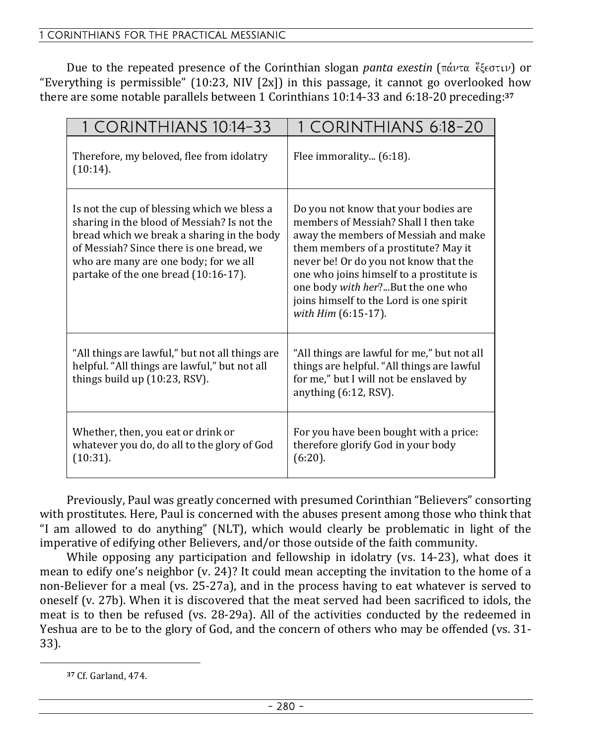Due to the repeated presence of the Corinthian slogan *panta exestin* (πάντα ἔξεστιν) or "Everything is permissible" (10:23, NIV [2x]) in this passage, it cannot go overlooked how there are some notable parallels between 1 Corinthians 10:14-33 and 6:18-20 preceding:[37]

| 1 CORINTHIANS 10:14-33 | 1 CORINTHIANS 6:18-20 |
|---|---|
| Therefore, my beloved, flee from idolatry (10:14). | Flee immorality... (6:18). |
| Is not the cup of blessing which we bless a sharing in the blood of Messiah? Is not the bread which we break a sharing in the body of Messiah? Since there is one bread, we who are many are one body; for we all partake of the one bread (10:16-17). | Do you not know that your bodies are members of Messiah? Shall I then take away the members of Messiah and make them members of a prostitute? May it never be! Or do you not know that the one who joins himself to a prostitute is one body *with her*?...But the one who joins himself to the Lord is one spirit *with Him* (6:15-17). |
| "All things are lawful," but not all things are helpful. "All things are lawful," but not all things build up (10:23, RSV). | "All things are lawful for me," but not all things are helpful. "All things are lawful for me," but I will not be enslaved by anything (6:12, RSV). |
| Whether, then, you eat or drink or whatever you do, do all to the glory of God (10:31). | For you have been bought with a price: therefore glorify God in your body (6:20). |

Previously, Paul was greatly concerned with presumed Corinthian "Believers" consorting with prostitutes. Here, Paul is concerned with the abuses present among those who think that "I am allowed to do anything" (NLT), which would clearly be problematic in light of the imperative of edifying other Believers, and/or those outside of the faith community.

While opposing any participation and fellowship in idolatry (vs. 14-23), what does it mean to edify one's neighbor (v. 24)? It could mean accepting the invitation to the home of a non-Believer for a meal (vs. 25-27a), and in the process having to eat whatever is served to oneself (v. 27b). When it is discovered that the meat served had been sacrificed to idols, the meat is to then be refused (vs. 28-29a). All of the activities conducted by the redeemed in Yeshua are to be to the glory of God, and the concern of others who may be offended (vs. 31-33).

---

[37] Cf. Garland, 474.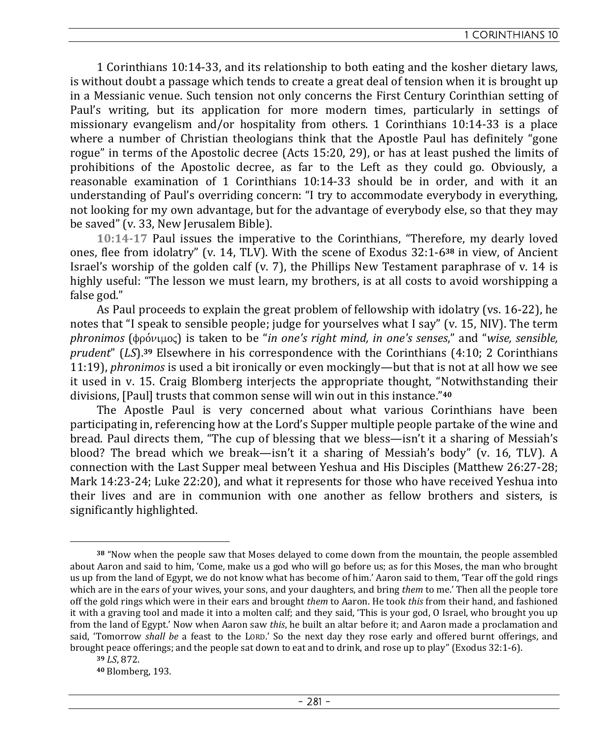1 Corinthians 10:14-33, and its relationship to both eating and the kosher dietary laws, is without doubt a passage which tends to create a great deal of tension when it is brought up in a Messianic venue. Such tension not only concerns the First Century Corinthian setting of Paul's writing, but its application for more modern times, particularly in settings of missionary evangelism and/or hospitality from others. 1 Corinthians 10:14-33 is a place where a number of Christian theologians think that the Apostle Paul has definitely "gone rogue" in terms of the Apostolic decree (Acts 15:20, 29), or has at least pushed the limits of prohibitions of the Apostolic decree, as far to the Left as they could go. Obviously, a reasonable examination of 1 Corinthians 10:14-33 should be in order, and with it an understanding of Paul's overriding concern: "I try to accommodate everybody in everything, not looking for my own advantage, but for the advantage of everybody else, so that they may be saved" (v. 33, New Jerusalem Bible).

**10:14-17** Paul issues the imperative to the Corinthians, "Therefore, my dearly loved ones, flee from idolatry" (v. 14, TLV). With the scene of Exodus 32:1-6[38] in view, of Ancient Israel's worship of the golden calf (v. 7), the Phillips New Testament paraphrase of v. 14 is highly useful: "The lesson we must learn, my brothers, is at all costs to avoid worshipping a false god."

As Paul proceeds to explain the great problem of fellowship with idolatry (vs. 16-22), he notes that "I speak to sensible people; judge for yourselves what I say" (v. 15, NIV). The term *phronimos* (φρόνιμος) is taken to be "*in one's right mind, in one's senses*," and "*wise, sensible, prudent*" (*LS*).[39] Elsewhere in his correspondence with the Corinthians (4:10; 2 Corinthians 11:19), *phronimos* is used a bit ironically or even mockingly—but that is not at all how we see it used in v. 15. Craig Blomberg interjects the appropriate thought, "Notwithstanding their divisions, [Paul] trusts that common sense will win out in this instance."[40]

The Apostle Paul is very concerned about what various Corinthians have been participating in, referencing how at the Lord's Supper multiple people partake of the wine and bread. Paul directs them, "The cup of blessing that we bless—isn't it a sharing of Messiah's blood? The bread which we break—isn't it a sharing of Messiah's body" (v. 16, TLV). A connection with the Last Supper meal between Yeshua and His Disciples (Matthew 26:27-28; Mark 14:23-24; Luke 22:20), and what it represents for those who have received Yeshua into their lives and are in communion with one another as fellow brothers and sisters, is significantly highlighted.

---

[38] "Now when the people saw that Moses delayed to come down from the mountain, the people assembled about Aaron and said to him, 'Come, make us a god who will go before us; as for this Moses, the man who brought us up from the land of Egypt, we do not know what has become of him.' Aaron said to them, 'Tear off the gold rings which are in the ears of your wives, your sons, and your daughters, and bring *them* to me.' Then all the people tore off the gold rings which were in their ears and brought *them* to Aaron. He took *this* from their hand, and fashioned it with a graving tool and made it into a molten calf; and they said, 'This is your god, O Israel, who brought you up from the land of Egypt.' Now when Aaron saw *this*, he built an altar before it; and Aaron made a proclamation and said, 'Tomorrow *shall be* a feast to the LORD.' So the next day they rose early and offered burnt offerings, and brought peace offerings; and the people sat down to eat and to drink, and rose up to play" (Exodus 32:1-6).

[39] *LS*, 872.

[40] Blomberg, 193.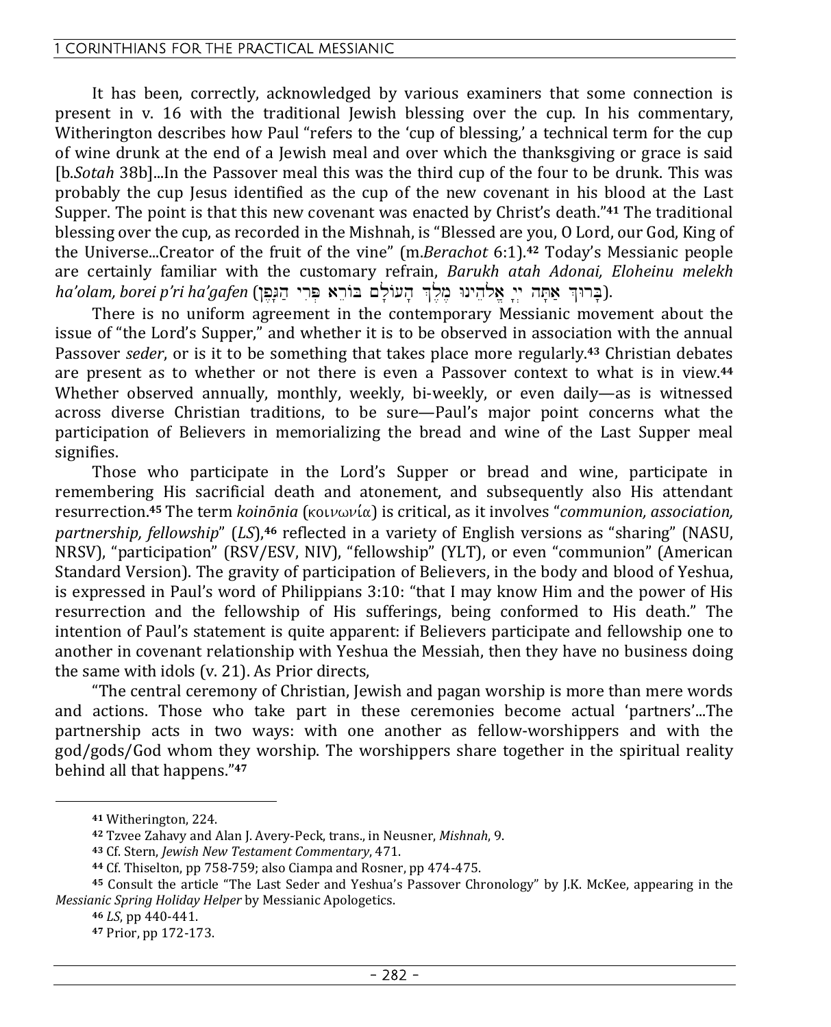It has been, correctly, acknowledged by various examiners that some connection is present in v. 16 with the traditional Jewish blessing over the cup. In his commentary, Witherington describes how Paul "refers to the 'cup of blessing,' a technical term for the cup of wine drunk at the end of a Jewish meal and over which the thanksgiving or grace is said [b.*Sotah* 38b]...In the Passover meal this was the third cup of the four to be drunk. This was probably the cup Jesus identified as the cup of the new covenant in his blood at the Last Supper. The point is that this new covenant was enacted by Christ's death."[41] The traditional blessing over the cup, as recorded in the Mishnah, is "Blessed are you, O Lord, our God, King of the Universe...Creator of the fruit of the vine" (m.*Berachot* 6:1).[42] Today's Messianic people are certainly familiar with the customary refrain, *Barukh atah Adonai, Eloheinu melekh ha'olam, borei p'ri ha'gafen* (בָּרוּךְ אַתָּה יְיָ אֱלֹהֵינוּ מֶלֶךְ הָעוֹלָם בּוֹרֵא פְּרִי הַגָּפֶן).

There is no uniform agreement in the contemporary Messianic movement about the issue of "the Lord's Supper," and whether it is to be observed in association with the annual Passover *seder*, or is it to be something that takes place more regularly.[43] Christian debates are present as to whether or not there is even a Passover context to what is in view.[44] Whether observed annually, monthly, weekly, bi-weekly, or even daily—as is witnessed across diverse Christian traditions, to be sure—Paul's major point concerns what the participation of Believers in memorializing the bread and wine of the Last Supper meal signifies.

Those who participate in the Lord's Supper or bread and wine, participate in remembering His sacrificial death and atonement, and subsequently also His attendant resurrection.[45] The term *koinōnia* (κοινωνία) is critical, as it involves "*communion, association, partnership, fellowship*" (*LS*),[46] reflected in a variety of English versions as "sharing" (NASU, NRSV), "participation" (RSV/ESV, NIV), "fellowship" (YLT), or even "communion" (American Standard Version). The gravity of participation of Believers, in the body and blood of Yeshua, is expressed in Paul's word of Philippians 3:10: "that I may know Him and the power of His resurrection and the fellowship of His sufferings, being conformed to His death." The intention of Paul's statement is quite apparent: if Believers participate and fellowship one to another in covenant relationship with Yeshua the Messiah, then they have no business doing the same with idols (v. 21). As Prior directs,

"The central ceremony of Christian, Jewish and pagan worship is more than mere words and actions. Those who take part in these ceremonies become actual 'partners'...The partnership acts in two ways: with one another as fellow-worshippers and with the god/gods/God whom they worship. The worshippers share together in the spiritual reality behind all that happens."[47]

---

[41] Witherington, 224.

[42] Tzvee Zahavy and Alan J. Avery-Peck, trans., in Neusner, *Mishnah*, 9.

[43] Cf. Stern, *Jewish New Testament Commentary*, 471.

[44] Cf. Thiselton, pp 758-759; also Ciampa and Rosner, pp 474-475.

[45] Consult the article "The Last Seder and Yeshua's Passover Chronology" by J.K. McKee, appearing in the *Messianic Spring Holiday Helper* by Messianic Apologetics.

[46] *LS*, pp 440-441.

[47] Prior, pp 172-173.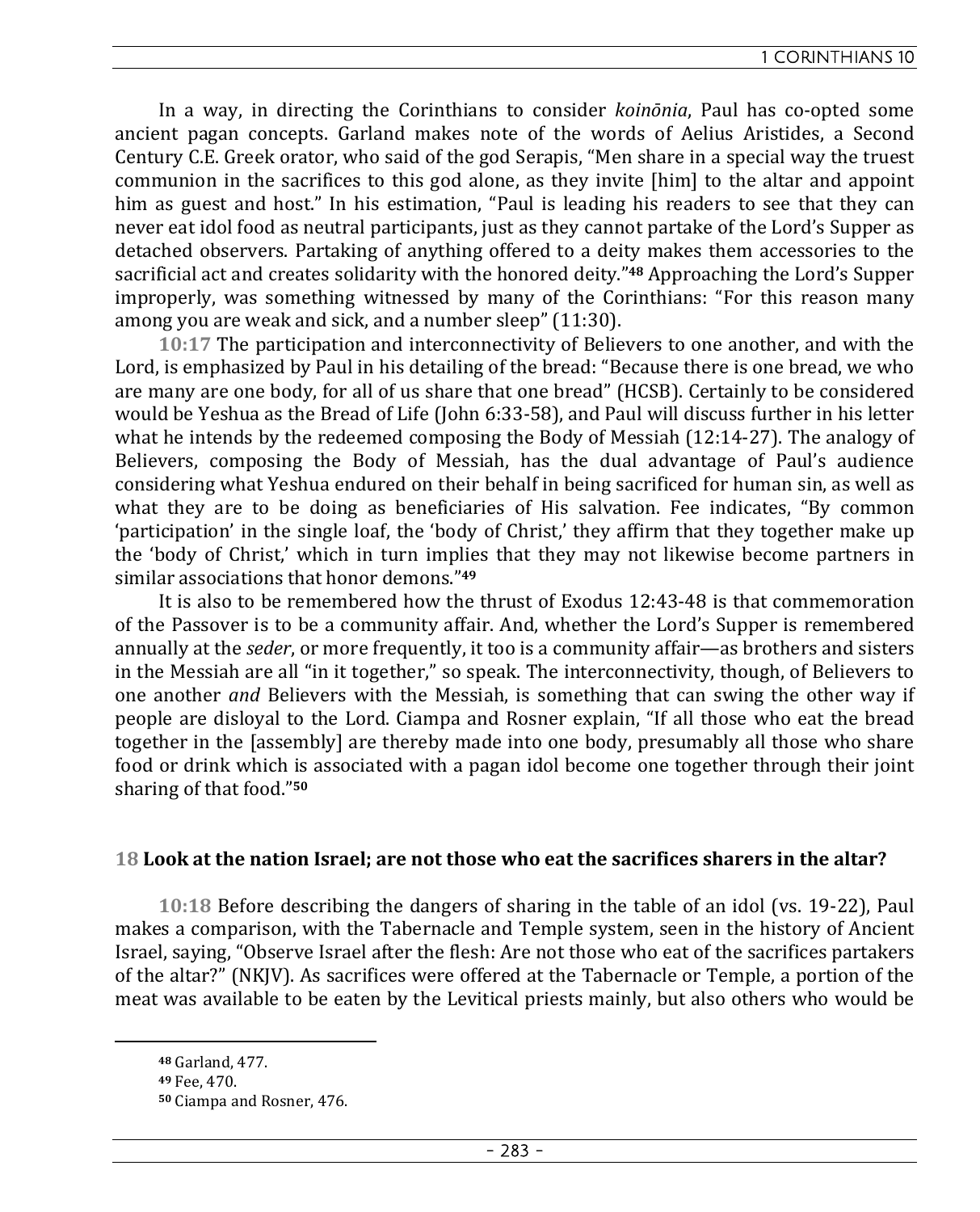In a way, in directing the Corinthians to consider *koinōnia*, Paul has co-opted some ancient pagan concepts. Garland makes note of the words of Aelius Aristides, a Second Century C.E. Greek orator, who said of the god Serapis, "Men share in a special way the truest communion in the sacrifices to this god alone, as they invite [him] to the altar and appoint him as guest and host." In his estimation, "Paul is leading his readers to see that they can never eat idol food as neutral participants, just as they cannot partake of the Lord's Supper as detached observers. Partaking of anything offered to a deity makes them accessories to the sacrificial act and creates solidarity with the honored deity."[48] Approaching the Lord's Supper improperly, was something witnessed by many of the Corinthians: "For this reason many among you are weak and sick, and a number sleep" (11:30).

**10:17** The participation and interconnectivity of Believers to one another, and with the Lord, is emphasized by Paul in his detailing of the bread: "Because there is one bread, we who are many are one body, for all of us share that one bread" (HCSB). Certainly to be considered would be Yeshua as the Bread of Life (John 6:33-58), and Paul will discuss further in his letter what he intends by the redeemed composing the Body of Messiah (12:14-27). The analogy of Believers, composing the Body of Messiah, has the dual advantage of Paul's audience considering what Yeshua endured on their behalf in being sacrificed for human sin, as well as what they are to be doing as beneficiaries of His salvation. Fee indicates, "By common 'participation' in the single loaf, the 'body of Christ,' they affirm that they together make up the 'body of Christ,' which in turn implies that they may not likewise become partners in similar associations that honor demons."[49]

It is also to be remembered how the thrust of Exodus 12:43-48 is that commemoration of the Passover is to be a community affair. And, whether the Lord's Supper is remembered annually at the *seder*, or more frequently, it too is a community affair—as brothers and sisters in the Messiah are all "in it together," so speak. The interconnectivity, though, of Believers to one another *and* Believers with the Messiah, is something that can swing the other way if people are disloyal to the Lord. Ciampa and Rosner explain, "If all those who eat the bread together in the [assembly] are thereby made into one body, presumably all those who share food or drink which is associated with a pagan idol become one together through their joint sharing of that food."[50]

**18 Look at the nation Israel; are not those who eat the sacrifices sharers in the altar?**

**10:18** Before describing the dangers of sharing in the table of an idol (vs. 19-22), Paul makes a comparison, with the Tabernacle and Temple system, seen in the history of Ancient Israel, saying, "Observe Israel after the flesh: Are not those who eat of the sacrifices partakers of the altar?" (NKJV). As sacrifices were offered at the Tabernacle or Temple, a portion of the meat was available to be eaten by the Levitical priests mainly, but also others who would be

---

[48] Garland, 477.
[49] Fee, 470.
[50] Ciampa and Rosner, 476.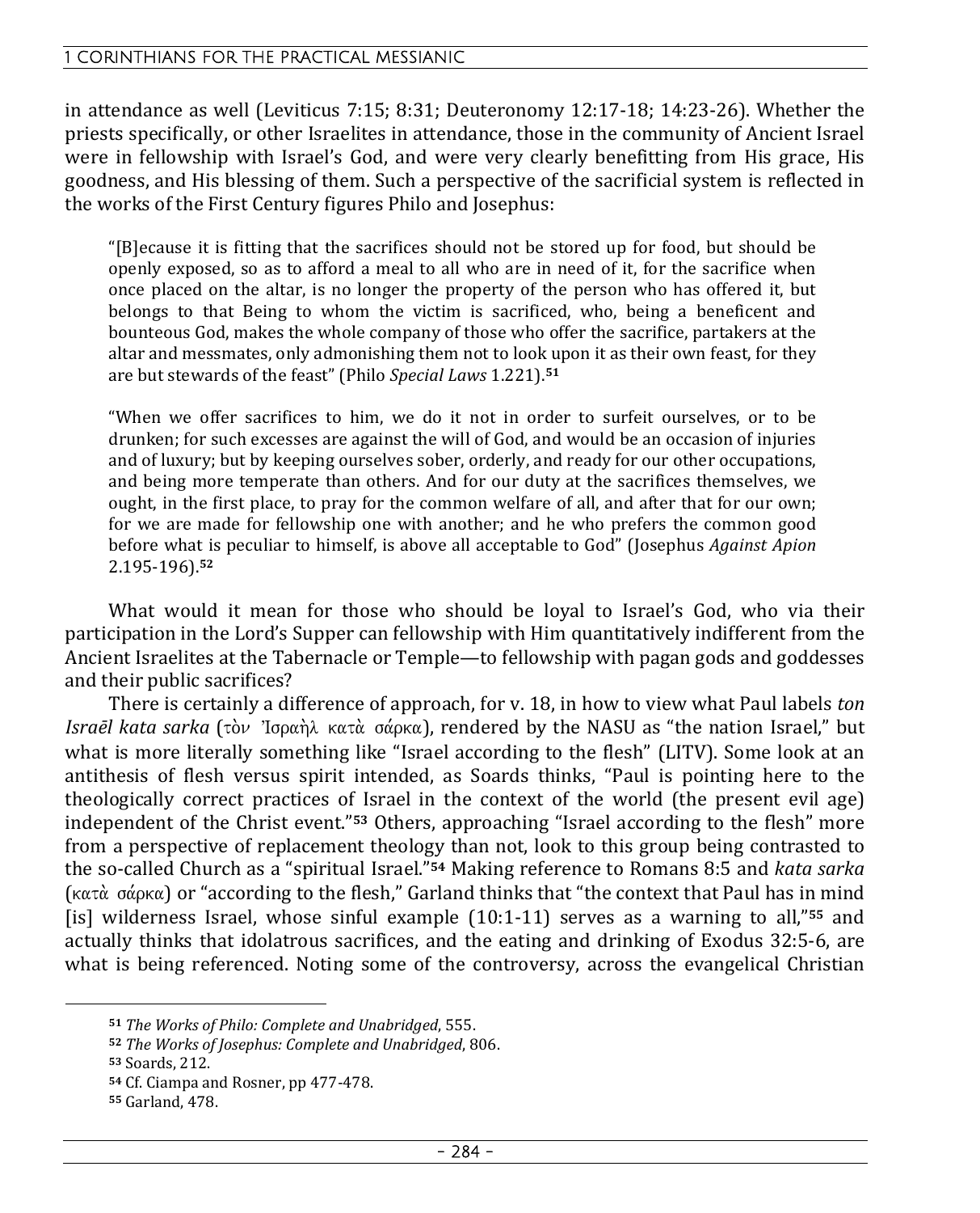in attendance as well (Leviticus 7:15; 8:31; Deuteronomy 12:17-18; 14:23-26). Whether the priests specifically, or other Israelites in attendance, those in the community of Ancient Israel were in fellowship with Israel's God, and were very clearly benefitting from His grace, His goodness, and His blessing of them. Such a perspective of the sacrificial system is reflected in the works of the First Century figures Philo and Josephus:

> "[B]ecause it is fitting that the sacrifices should not be stored up for food, but should be openly exposed, so as to afford a meal to all who are in need of it, for the sacrifice when once placed on the altar, is no longer the property of the person who has offered it, but belongs to that Being to whom the victim is sacrificed, who, being a beneficent and bounteous God, makes the whole company of those who offer the sacrifice, partakers at the altar and messmates, only admonishing them not to look upon it as their own feast, for they are but stewards of the feast" (Philo *Special Laws* 1.221).[51]

> "When we offer sacrifices to him, we do it not in order to surfeit ourselves, or to be drunken; for such excesses are against the will of God, and would be an occasion of injuries and of luxury; but by keeping ourselves sober, orderly, and ready for our other occupations, and being more temperate than others. And for our duty at the sacrifices themselves, we ought, in the first place, to pray for the common welfare of all, and after that for our own; for we are made for fellowship one with another; and he who prefers the common good before what is peculiar to himself, is above all acceptable to God" (Josephus *Against Apion* 2.195-196).[52]

What would it mean for those who should be loyal to Israel's God, who via their participation in the Lord's Supper can fellowship with Him quantitatively indifferent from the Ancient Israelites at the Tabernacle or Temple—to fellowship with pagan gods and goddesses and their public sacrifices?

There is certainly a difference of approach, for v. 18, in how to view what Paul labels *ton Israēl kata sarka* (τὸν Ἰσραὴλ κατὰ σάρκα), rendered by the NASU as "the nation Israel," but what is more literally something like "Israel according to the flesh" (LITV). Some look at an antithesis of flesh versus spirit intended, as Soards thinks, "Paul is pointing here to the theologically correct practices of Israel in the context of the world (the present evil age) independent of the Christ event."[53] Others, approaching "Israel according to the flesh" more from a perspective of replacement theology than not, look to this group being contrasted to the so-called Church as a "spiritual Israel."[54] Making reference to Romans 8:5 and *kata sarka* (κατὰ σάρκα) or "according to the flesh," Garland thinks that "the context that Paul has in mind [is] wilderness Israel, whose sinful example (10:1-11) serves as a warning to all,"[55] and actually thinks that idolatrous sacrifices, and the eating and drinking of Exodus 32:5-6, are what is being referenced. Noting some of the controversy, across the evangelical Christian

---

[51] *The Works of Philo: Complete and Unabridged*, 555.

[52] *The Works of Josephus: Complete and Unabridged*, 806.

[53] Soards, 212.

[54] Cf. Ciampa and Rosner, pp 477-478.

[55] Garland, 478.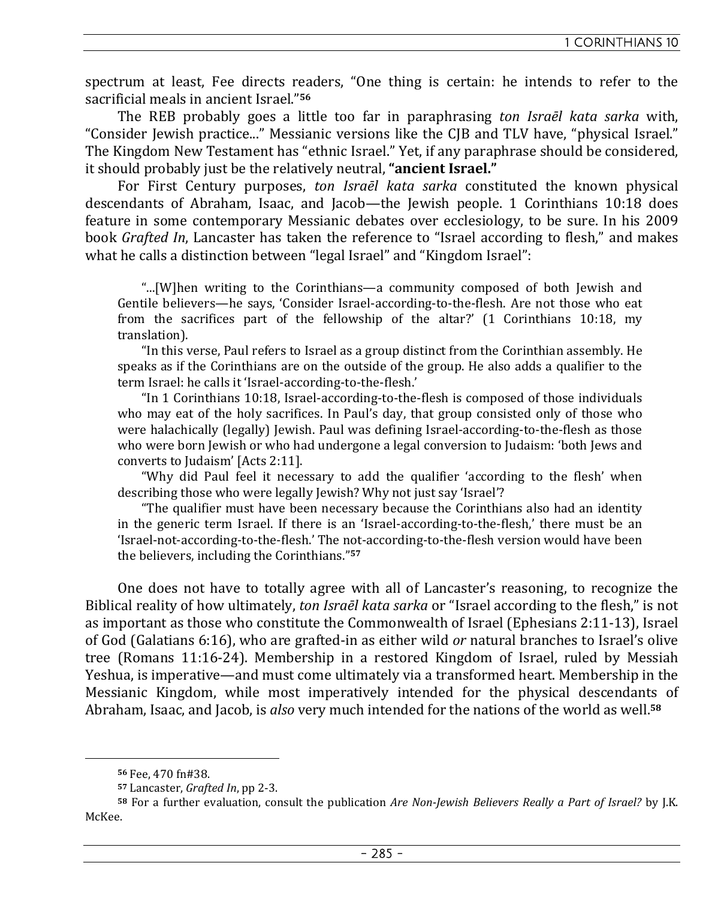spectrum at least, Fee directs readers, "One thing is certain: he intends to refer to the sacrificial meals in ancient Israel."[56]

The REB probably goes a little too far in paraphrasing *ton Israēl kata sarka* with, "Consider Jewish practice..." Messianic versions like the CJB and TLV have, "physical Israel." The Kingdom New Testament has "ethnic Israel." Yet, if any paraphrase should be considered, it should probably just be the relatively neutral, **"ancient Israel."**

For First Century purposes, *ton Israēl kata sarka* constituted the known physical descendants of Abraham, Isaac, and Jacob—the Jewish people. 1 Corinthians 10:18 does feature in some contemporary Messianic debates over ecclesiology, to be sure. In his 2009 book *Grafted In*, Lancaster has taken the reference to "Israel according to flesh," and makes what he calls a distinction between "legal Israel" and "Kingdom Israel":

> "...[W]hen writing to the Corinthians—a community composed of both Jewish and Gentile believers—he says, 'Consider Israel-according-to-the-flesh. Are not those who eat from the sacrifices part of the fellowship of the altar?' (1 Corinthians 10:18, my translation).
>
> "In this verse, Paul refers to Israel as a group distinct from the Corinthian assembly. He speaks as if the Corinthians are on the outside of the group. He also adds a qualifier to the term Israel: he calls it 'Israel-according-to-the-flesh.'
>
> "In 1 Corinthians 10:18, Israel-according-to-the-flesh is composed of those individuals who may eat of the holy sacrifices. In Paul's day, that group consisted only of those who were halachically (legally) Jewish. Paul was defining Israel-according-to-the-flesh as those who were born Jewish or who had undergone a legal conversion to Judaism: 'both Jews and converts to Judaism' [Acts 2:11].
>
> "Why did Paul feel it necessary to add the qualifier 'according to the flesh' when describing those who were legally Jewish? Why not just say 'Israel'?
>
> "The qualifier must have been necessary because the Corinthians also had an identity in the generic term Israel. If there is an 'Israel-according-to-the-flesh,' there must be an 'Israel-not-according-to-the-flesh.' The not-according-to-the-flesh version would have been the believers, including the Corinthians."[57]

One does not have to totally agree with all of Lancaster's reasoning, to recognize the Biblical reality of how ultimately, *ton Israēl kata sarka* or "Israel according to the flesh," is not as important as those who constitute the Commonwealth of Israel (Ephesians 2:11-13), Israel of God (Galatians 6:16), who are grafted-in as either wild *or* natural branches to Israel's olive tree (Romans 11:16-24). Membership in a restored Kingdom of Israel, ruled by Messiah Yeshua, is imperative—and must come ultimately via a transformed heart. Membership in the Messianic Kingdom, while most imperatively intended for the physical descendants of Abraham, Isaac, and Jacob, is *also* very much intended for the nations of the world as well.[58]

---

[56] Fee, 470 fn#38.

[57] Lancaster, *Grafted In*, pp 2-3.

[58] For a further evaluation, consult the publication *Are Non-Jewish Believers Really a Part of Israel?* by J.K. McKee.